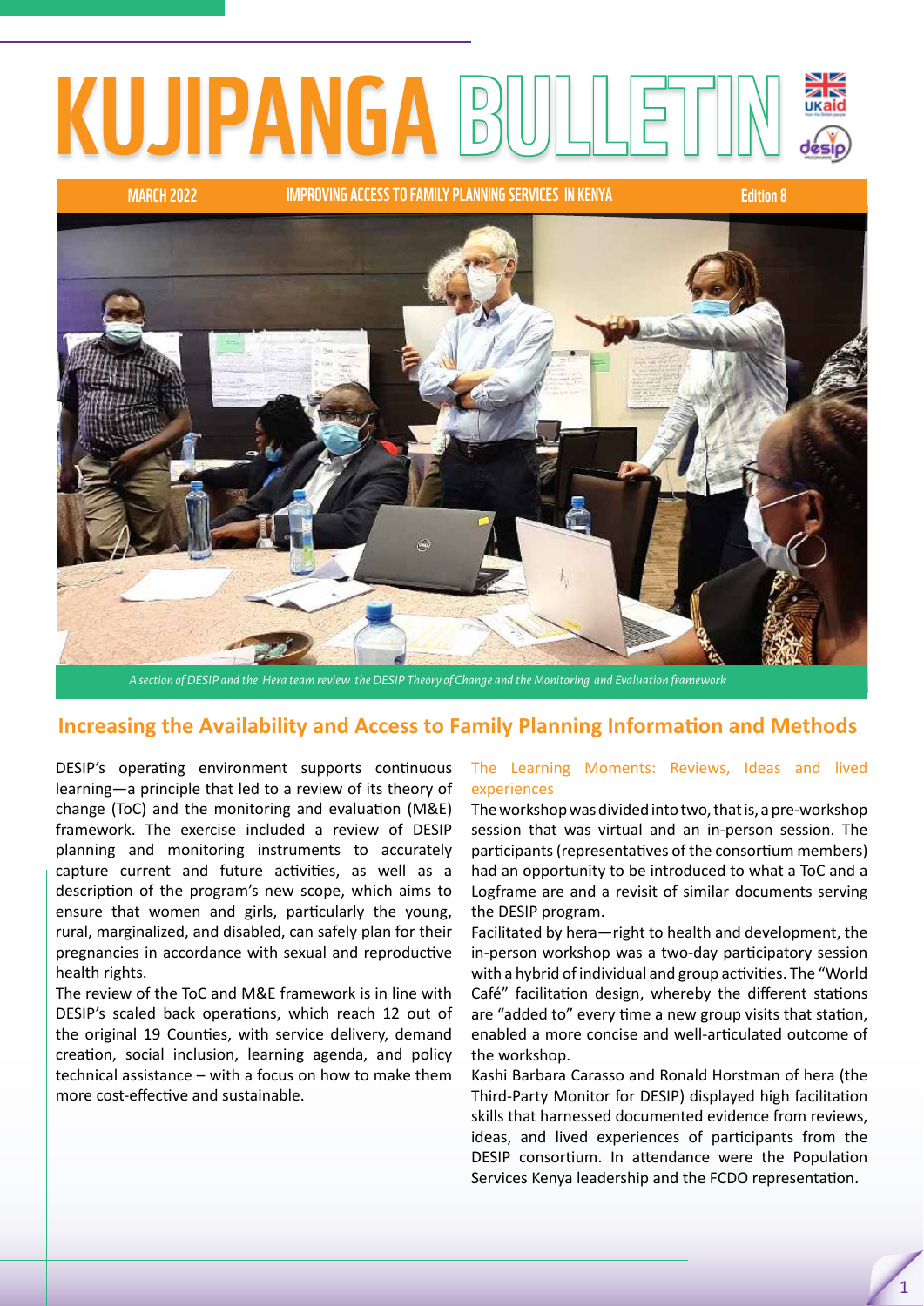# KUJIPANGA BULLETIN

MARCH 2022 | IMPROVING ACCESS TO FAMILY PLANNING SERVICES IN KENYA | Edition 8

*A section of DESIP and the Hera team review the DESIP Theory of Change and the Monitoring and Evaluation framework*

## Increasing the Availability and Access to Family Planning Information and Methods

DESIP's operating environment supports continuous learning—a principle that led to a review of its theory of change (ToC) and the monitoring and evaluation (M&E) framework. The exercise included a review of DESIP planning and monitoring instruments to accurately capture current and future activities, as well as a description of the program's new scope, which aims to ensure that women and girls, particularly the young, rural, marginalized, and disabled, can safely plan for their pregnancies in accordance with sexual and reproductive health rights.

The review of the ToC and M&E framework is in line with DESIP's scaled back operations, which reach 12 out of the original 19 Counties, with service delivery, demand creation, social inclusion, learning agenda, and policy technical assistance – with a focus on how to make them more cost-effective and sustainable.

### The Learning Moments: Reviews, Ideas and lived experiences

The workshop was divided into two, that is, a pre-workshop session that was virtual and an in-person session. The participants (representatives of the consortium members) had an opportunity to be introduced to what a ToC and a Logframe are and a revisit of similar documents serving the DESIP program.

Facilitated by hera—right to health and development, the in-person workshop was a two-day participatory session with a hybrid of individual and group activities. The "World Café" facilitation design, whereby the different stations are "added to" every time a new group visits that station, enabled a more concise and well-articulated outcome of the workshop.

Kashi Barbara Carasso and Ronald Horstman of hera (the Third-Party Monitor for DESIP) displayed high facilitation skills that harnessed documented evidence from reviews, ideas, and lived experiences of participants from the DESIP consortium. In attendance were the Population Services Kenya leadership and the FCDO representation.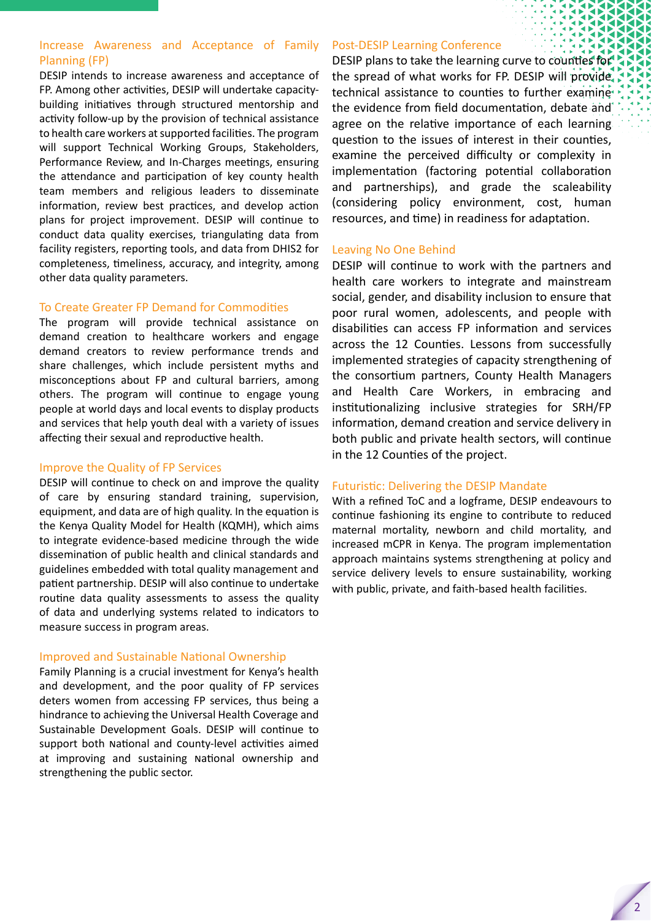## Increase Awareness and Acceptance of Family Planning (FP)

DESIP intends to increase awareness and acceptance of FP. Among other activities, DESIP will undertake capacity-building initiatives through structured mentorship and activity follow-up by the provision of technical assistance to health care workers at supported facilities. The program will support Technical Working Groups, Stakeholders, Performance Review, and In-Charges meetings, ensuring the attendance and participation of key county health team members and religious leaders to disseminate information, review best practices, and develop action plans for project improvement. DESIP will continue to conduct data quality exercises, triangulating data from facility registers, reporting tools, and data from DHIS2 for completeness, timeliness, accuracy, and integrity, among other data quality parameters.

## To Create Greater FP Demand for Commodities

The program will provide technical assistance on demand creation to healthcare workers and engage demand creators to review performance trends and share challenges, which include persistent myths and misconceptions about FP and cultural barriers, among others. The program will continue to engage young people at world days and local events to display products and services that help youth deal with a variety of issues affecting their sexual and reproductive health.

## Improve the Quality of FP Services

DESIP will continue to check on and improve the quality of care by ensuring standard training, supervision, equipment, and data are of high quality. In the equation is the Kenya Quality Model for Health (KQMH), which aims to integrate evidence-based medicine through the wide dissemination of public health and clinical standards and guidelines embedded with total quality management and patient partnership. DESIP will also continue to undertake routine data quality assessments to assess the quality of data and underlying systems related to indicators to measure success in program areas.

## Improved and Sustainable National Ownership

Family Planning is a crucial investment for Kenya's health and development, and the poor quality of FP services deters women from accessing FP services, thus being a hindrance to achieving the Universal Health Coverage and Sustainable Development Goals. DESIP will continue to support both National and County-level activities aimed at improving and sustaining National ownership and strengthening the public sector.

## Post-DESIP Learning Conference

DESIP plans to take the learning curve to counties for the spread of what works for FP. DESIP will provide technical assistance to counties to further examine the evidence from field documentation, debate and agree on the relative importance of each learning question to the issues of interest in their counties, examine the perceived difficulty or complexity in implementation (factoring potential collaboration and partnerships), and grade the scaleability (considering policy environment, cost, human resources, and time) in readiness for adaptation.

## Leaving No One Behind

DESIP will continue to work with the partners and health care workers to integrate and mainstream social, gender, and disability inclusion to ensure that poor rural women, adolescents, and people with disabilities can access FP information and services across the 12 Counties. Lessons from successfully implemented strategies of capacity strengthening of the consortium partners, County Health Managers and Health Care Workers, in embracing and institutionalizing inclusive strategies for SRH/FP information, demand creation and service delivery in both public and private health sectors, will continue in the 12 Counties of the project.

## Futuristic: Delivering the DESIP Mandate

With a refined ToC and a logframe, DESIP endeavours to continue fashioning its engine to contribute to reduced maternal mortality, newborn and child mortality, and increased mCPR in Kenya. The program implementation approach maintains systems strengthening at policy and service delivery levels to ensure sustainability, working with public, private, and faith-based health facilities.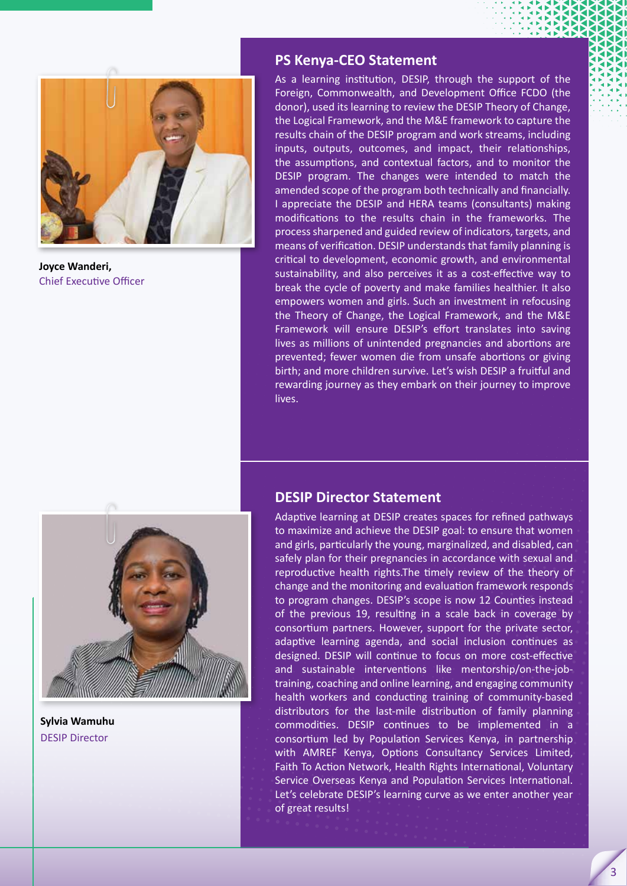Joyce Wanderi, **Chief Executive Officer**

## PS Kenya-CEO Statement

As a learning institution, DESIP, through the support of the Foreign, Commonwealth, and Development Office FCDO (the donor), used its learning to review the DESIP Theory of Change, the Logical Framework, and the M&E framework to capture the results chain of the DESIP program and work streams, including inputs, outputs, outcomes, and impact, their relationships, the assumptions, and contextual factors, and to monitor the DESIP program. The changes were intended to match the amended scope of the program both technically and financially. I appreciate the DESIP and HERA teams (consultants) making modifications to the results chain in the frameworks. The process sharpened and guided review of indicators, targets, and means of verification. DESIP understands that family planning is critical to development, economic growth, and environmental sustainability, and also perceives it as a cost-effective way to break the cycle of poverty and make families healthier. It also empowers women and girls. Such an investment in refocusing the Theory of Change, the Logical Framework, and the M&E Framework will ensure DESIP's effort translates into saving lives as millions of unintended pregnancies and abortions are prevented; fewer women die from unsafe abortions or giving birth; and more children survive. Let's wish DESIP a fruitful and rewarding journey as they embark on their journey to improve lives.

Sylvia Wamuhu, **DESIP Director**

## DESIP Director Statement

Adaptive learning at DESIP creates spaces for refined pathways to maximize and achieve the DESIP goal: to ensure that women and girls, particularly the young, marginalized, and disabled, can safely plan for their pregnancies in accordance with sexual and reproductive health rights.The timely review of the theory of change and the monitoring and evaluation framework responds to program changes. DESIP's scope is now 12 Counties instead of the previous 19, resulting in a scale back in coverage by consortium partners. However, support for the private sector, adaptive learning agenda, and social inclusion continues as designed. DESIP will continue to focus on more cost-effective and sustainable interventions like mentorship/on-the-job-training, coaching and online learning, and engaging community health workers and conducting training of community-based distributors for the last-mile distribution of family planning commodities. DESIP continues to be implemented in a consortium led by Population Services Kenya, in partnership with AMREF Kenya, Options Consultancy Services Limited, Faith To Action Network, Health Rights International, Voluntary Service Overseas Kenya and Population Services International. Let's celebrate DESIP's learning curve as we enter another year of great results!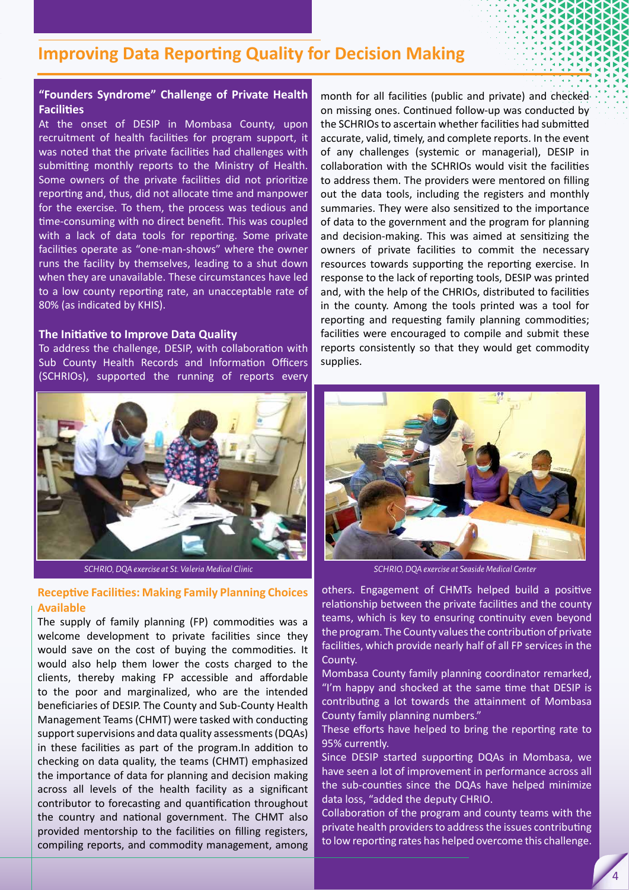## Improving Data Reporting Quality for Decision Making

### "Founders Syndrome" Challenge of Private Health Facilities

At the onset of DESIP in Mombasa County, upon recruitment of health facilities for program support, it was noted that the private facilities had challenges with submitting monthly reports to the Ministry of Health. Some owners of the private facilities did not prioritize reporting and, thus, did not allocate time and manpower for the exercise. To them, the process was tedious and time-consuming with no direct benefit. This was coupled with a lack of data tools for reporting. Some private facilities operate as "one-man-shows" where the owner runs the facility by themselves, leading to a shut down when they are unavailable. These circumstances have led to a low county reporting rate, an unacceptable rate of 80% (as indicated by KHIS).

### The Initiative to Improve Data Quality

To address the challenge, DESIP, with collaboration with Sub County Health Records and Information Officers (SCHRIOs), supported the running of reports every month for all facilities (public and private) and checked on missing ones. Continued follow-up was conducted by the SCHRIOs to ascertain whether facilities had submitted accurate, valid, timely, and complete reports. In the event of any challenges (systemic or managerial), DESIP in collaboration with the SCHRIOs would visit the facilities to address them. The providers were mentored on filling out the data tools, including the registers and monthly summaries. They were also sensitized to the importance of data to the government and the program for planning and decision-making. This was aimed at sensitizing the owners of private facilities to commit the necessary resources towards supporting the reporting exercise. In response to the lack of reporting tools, DESIP was printed and, with the help of the CHRIOs, distributed to facilities in the county. Among the tools printed was a tool for reporting and requesting family planning commodities; facilities were encouraged to compile and submit these reports consistently so that they would get commodity supplies.

*SCHRIO, DQA exercise at St. Valeria Medical Clinic*

*SCHRIO, DQA exercise at Seaside Medical Center*

### Receptive Facilities: Making Family Planning Choices Available

The supply of family planning (FP) commodities was a welcome development to private facilities since they would save on the cost of buying the commodities. It would also help them lower the costs charged to the clients, thereby making FP accessible and affordable to the poor and marginalized, who are the intended beneficiaries of DESIP. The County and Sub-County Health Management Teams (CHMT) were tasked with conducting support supervisions and data quality assessments (DQAs) in these facilities as part of the program.In addition to checking on data quality, the teams (CHMT) emphasized the importance of data for planning and decision making across all levels of the health facility as a significant contributor to forecasting and quantification throughout the country and national government. The CHMT also provided mentorship to the facilities on filling registers, compiling reports, and commodity management, among others. Engagement of CHMTs helped build a positive relationship between the private facilities and the county teams, which is key to ensuring continuity even beyond the program. The County values the contribution of private facilities, which provide nearly half of all FP services in the County.

Mombasa County family planning coordinator remarked, "I'm happy and shocked at the same time that DESIP is contributing a lot towards the attainment of Mombasa County family planning numbers."

These efforts have helped to bring the reporting rate to 95% currently.

Since DESIP started supporting DQAs in Mombasa, we have seen a lot of improvement in performance across all the sub-counties since the DQAs have helped minimize data loss, "added the deputy CHRIO.

Collaboration of the program and county teams with the private health providers to address the issues contributing to low reporting rates has helped overcome this challenge.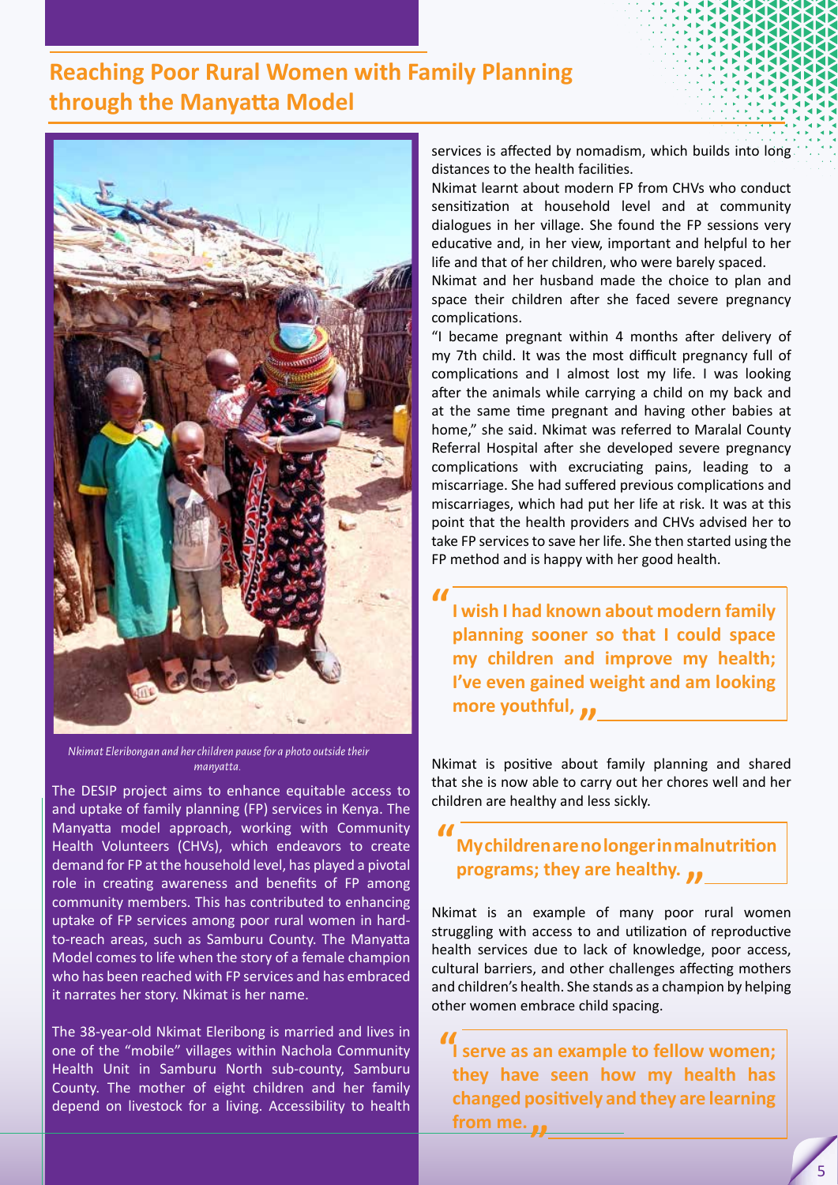## Reaching Poor Rural Women with Family Planning through the Manyatta Model

*Nkimat Eleribongan and her children pause for a photo outside their manyatta.*

The DESIP project aims to enhance equitable access to and uptake of family planning (FP) services in Kenya. The Manyatta model approach, working with Community Health Volunteers (CHVs), which endeavors to create demand for FP at the household level, has played a pivotal role in creating awareness and benefits of FP among community members. This has contributed to enhancing uptake of FP services among poor rural women in hard-to-reach areas, such as Samburu County. The Manyatta Model comes to life when the story of a female champion who has been reached with FP services and has embraced it narrates her story. Nkimat is her name.

The 38-year-old Nkimat Eleribong is married and lives in one of the "mobile" villages within Nachola Community Health Unit in Samburu North sub-county, Samburu County. The mother of eight children and her family depend on livestock for a living. Accessibility to health services is affected by nomadism, which builds into long distances to the health facilities.

Nkimat learnt about modern FP from CHVs who conduct sensitization at household level and at community dialogues in her village. She found the FP sessions very educative and, in her view, important and helpful to her life and that of her children, who were barely spaced.

Nkimat and her husband made the choice to plan and space their children after she faced severe pregnancy complications.

"I became pregnant within 4 months after delivery of my 7th child. It was the most difficult pregnancy full of complications and I almost lost my life. I was looking after the animals while carrying a child on my back and at the same time pregnant and having other babies at home," she said. Nkimat was referred to Maralal County Referral Hospital after she developed severe pregnancy complications with excruciating pains, leading to a miscarriage. She had suffered previous complications and miscarriages, which had put her life at risk. It was at this point that the health providers and CHVs advised her to take FP services to save her life. She then started using the FP method and is happy with her good health.

> **"I wish I had known about modern family planning sooner so that I could space my children and improve my health; I've even gained weight and am looking more youthful,"**

Nkimat is positive about family planning and shared that she is now able to carry out her chores well and her children are healthy and less sickly.

> **"My children are no longer in malnutrition programs; they are healthy."**

Nkimat is an example of many poor rural women struggling with access to and utilization of reproductive health services due to lack of knowledge, poor access, cultural barriers, and other challenges affecting mothers and children's health. She stands as a champion by helping other women embrace child spacing.

> **"I serve as an example to fellow women; they have seen how my health has changed positively and they are learning from me."**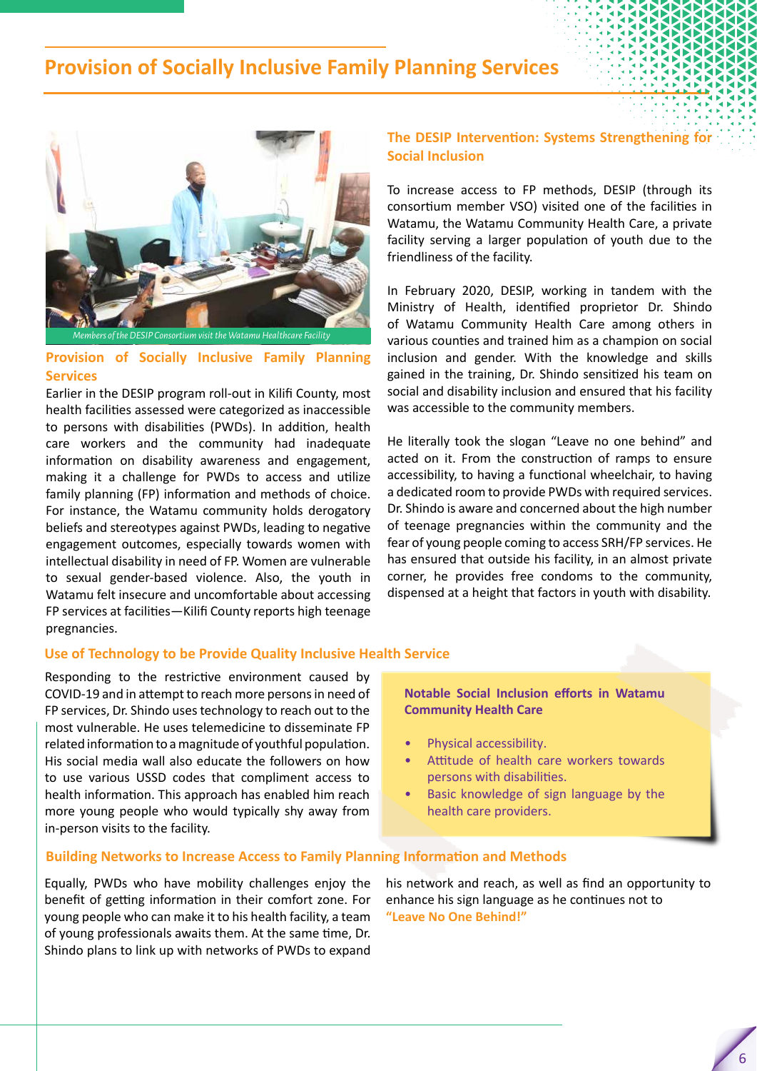## Provision of Socially Inclusive Family Planning Services

Members of the DESIP Consortium visit the Watamu Healthcare Facility

### Provision of Socially Inclusive Family Planning Services

Earlier in the DESIP program roll-out in Kilifi County, most health facilities assessed were categorized as inaccessible to persons with disabilities (PWDs). In addition, health care workers and the community had inadequate information on disability awareness and engagement, making it a challenge for PWDs to access and utilize family planning (FP) information and methods of choice. For instance, the Watamu community holds derogatory beliefs and stereotypes against PWDs, leading to negative engagement outcomes, especially towards women with intellectual disability in need of FP. Women are vulnerable to sexual gender-based violence. Also, the youth in Watamu felt insecure and uncomfortable about accessing FP services at facilities—Kilifi County reports high teenage pregnancies.

### The DESIP Intervention: Systems Strengthening for Social Inclusion

To increase access to FP methods, DESIP (through its consortium member VSO) visited one of the facilities in Watamu, the Watamu Community Health Care, a private facility serving a larger population of youth due to the friendliness of the facility.

In February 2020, DESIP, working in tandem with the Ministry of Health, identified proprietor Dr. Shindo of Watamu Community Health Care among others in various counties and trained him as a champion on social inclusion and gender. With the knowledge and skills gained in the training, Dr. Shindo sensitized his team on social and disability inclusion and ensured that his facility was accessible to the community members.

He literally took the slogan "Leave no one behind" and acted on it. From the construction of ramps to ensure accessibility, to having a functional wheelchair, to having a dedicated room to provide PWDs with required services. Dr. Shindo is aware and concerned about the high number of teenage pregnancies within the community and the fear of young people coming to access SRH/FP services. He has ensured that outside his facility, in an almost private corner, he provides free condoms to the community, dispensed at a height that factors in youth with disability.

### Use of Technology to be Provide Quality Inclusive Health Service

Responding to the restrictive environment caused by COVID-19 and in attempt to reach more persons in need of FP services, Dr. Shindo uses technology to reach out to the most vulnerable. He uses telemedicine to disseminate FP related information to a magnitude of youthful population. His social media wall also educate the followers on how to use various USSD codes that compliment access to health information. This approach has enabled him reach more young people who would typically shy away from in-person visits to the facility.

**Notable Social Inclusion efforts in Watamu Community Health Care**

- Physical accessibility.
- Attitude of health care workers towards persons with disabilities.
- Basic knowledge of sign language by the health care providers.

### Building Networks to Increase Access to Family Planning Information and Methods

Equally, PWDs who have mobility challenges enjoy the benefit of getting information in their comfort zone. For young people who can make it to his health facility, a team of young professionals awaits them. At the same time, Dr. Shindo plans to link up with networks of PWDs to expand his network and reach, as well as find an opportunity to enhance his sign language as he continues not to **"Leave No One Behind!"**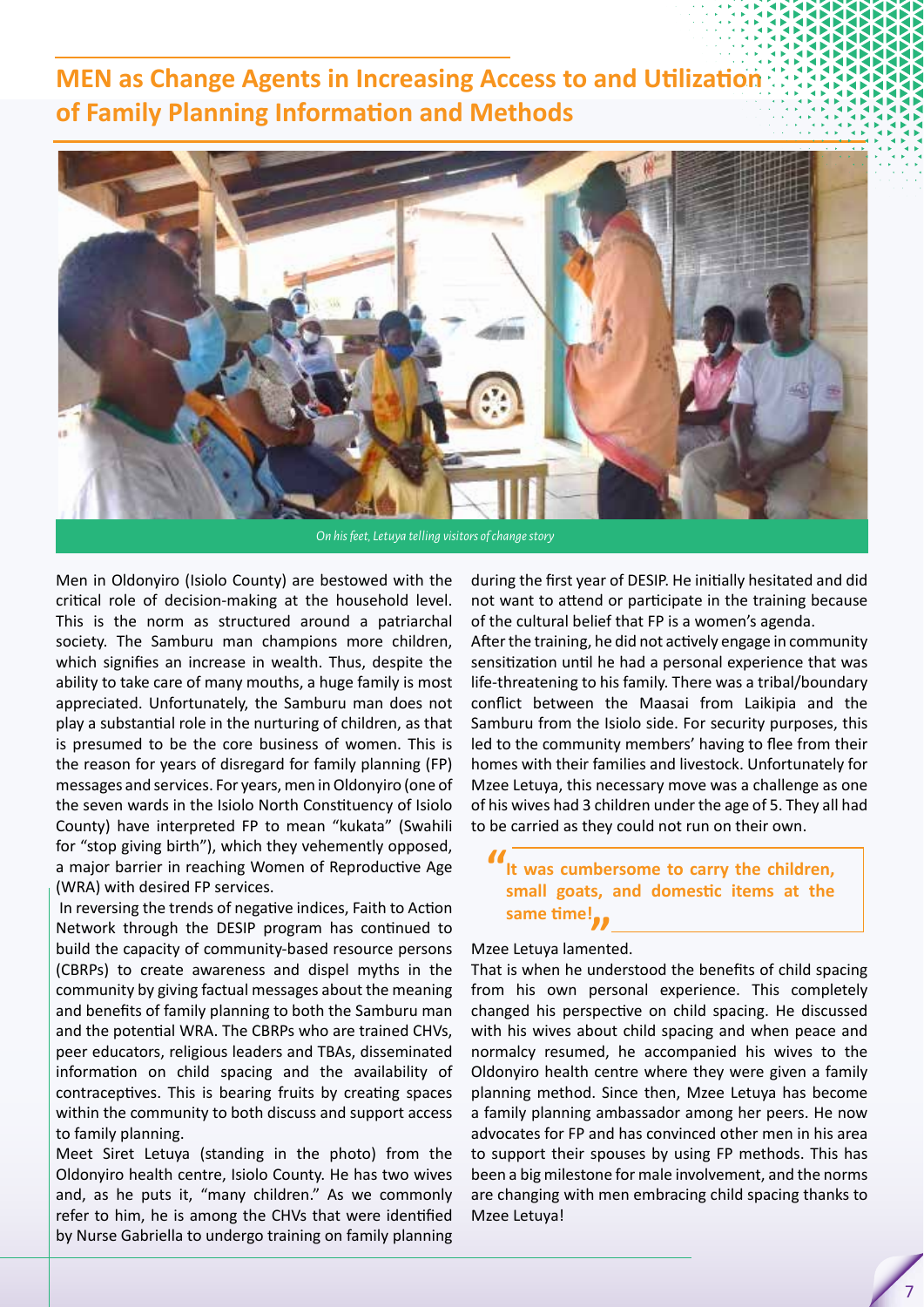## MEN as Change Agents in Increasing Access to and Utilization of Family Planning Information and Methods

*On his feet, Letuya telling visitors of change story*

Men in Oldonyiro (Isiolo County) are bestowed with the critical role of decision-making at the household level. This is the norm as structured around a patriarchal society. The Samburu man champions more children, which signifies an increase in wealth. Thus, despite the ability to take care of many mouths, a huge family is most appreciated. Unfortunately, the Samburu man does not play a substantial role in the nurturing of children, as that is presumed to be the core business of women. This is the reason for years of disregard for family planning (FP) messages and services. For years, men in Oldonyiro (one of the seven wards in the Isiolo North Constituency of Isiolo County) have interpreted FP to mean "kukata" (Swahili for "stop giving birth"), which they vehemently opposed, a major barrier in reaching Women of Reproductive Age (WRA) with desired FP services.

In reversing the trends of negative indices, Faith to Action Network through the DESIP program has continued to build the capacity of community-based resource persons (CBRPs) to create awareness and dispel myths in the community by giving factual messages about the meaning and benefits of family planning to both the Samburu man and the potential WRA. The CBRPs who are trained CHVs, peer educators, religious leaders and TBAs, disseminated information on child spacing and the availability of contraceptives. This is bearing fruits by creating spaces within the community to both discuss and support access to family planning.

Meet Siret Letuya (standing in the photo) from the Oldonyiro health centre, Isiolo County. He has two wives and, as he puts it, "many children." As we commonly refer to him, he is among the CHVs that were identified by Nurse Gabriella to undergo training on family planning during the first year of DESIP. He initially hesitated and did not want to attend or participate in the training because of the cultural belief that FP is a women's agenda.

After the training, he did not actively engage in community sensitization until he had a personal experience that was life-threatening to his family. There was a tribal/boundary conflict between the Maasai from Laikipia and the Samburu from the Isiolo side. For security purposes, this led to the community members' having to flee from their homes with their families and livestock. Unfortunately for Mzee Letuya, this necessary move was a challenge as one of his wives had 3 children under the age of 5. They all had to be carried as they could not run on their own.

> **"It was cumbersome to carry the children, small goats, and domestic items at the same time!"**

Mzee Letuya lamented.

That is when he understood the benefits of child spacing from his own personal experience. This completely changed his perspective on child spacing. He discussed with his wives about child spacing and when peace and normalcy resumed, he accompanied his wives to the Oldonyiro health centre where they were given a family planning method. Since then, Mzee Letuya has become a family planning ambassador among her peers. He now advocates for FP and has convinced other men in his area to support their spouses by using FP methods. This has been a big milestone for male involvement, and the norms are changing with men embracing child spacing thanks to Mzee Letuya!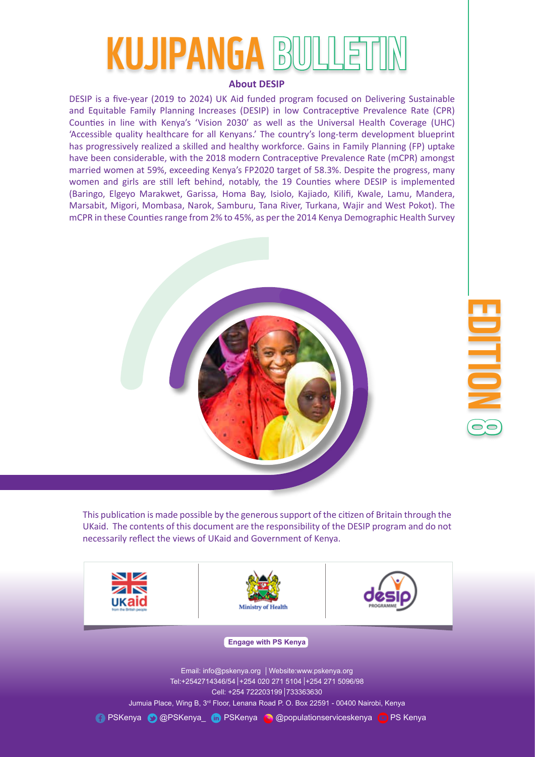# KUJIPANGA BULLETIN

### About DESIP

DESIP is a five-year (2019 to 2024) UK Aid funded program focused on Delivering Sustainable and Equitable Family Planning Increases (DESIP) in low Contraceptive Prevalence Rate (CPR) Counties in line with Kenya's 'Vision 2030' as well as the Universal Health Coverage (UHC) 'Accessible quality healthcare for all Kenyans.' The country's long-term development blueprint has progressively realized a skilled and healthy workforce. Gains in Family Planning (FP) uptake have been considerable, with the 2018 modern Contraceptive Prevalence Rate (mCPR) amongst married women at 59%, exceeding Kenya's FP2020 target of 58.3%. Despite the progress, many women and girls are still left behind, notably, the 19 Counties where DESIP is implemented (Baringo, Elgeyo Marakwet, Garissa, Homa Bay, Isiolo, Kajiado, Kilifi, Kwale, Lamu, Mandera, Marsabit, Migori, Mombasa, Narok, Samburu, Tana River, Turkana, Wajir and West Pokot). The mCPR in these Counties range from 2% to 45%, as per the 2014 Kenya Demographic Health Survey

EDITION 8

This publication is made possible by the generous support of the citizen of Britain through the UKaid. The contents of this document are the responsibility of the DESIP program and do not necessarily reflect the views of UKaid and Government of Kenya.

UKaid from the British people | Ministry of Health | desip PROGRAMME

**Engage with PS Kenya**

Email: info@pskenya.org | Website:www.pskenya.org

Tel:+2542714346/54 | +254 020 271 5104 | +254 271 5096/98

Cell: +254 722203199 | 733363630

Jumuia Place, Wing B, 3rd Floor, Lenana Road P. O. Box 22591 - 00400 Nairobi, Kenya

PSKenya | @PSKenya_ | PSKenya | @populationserviceskenya | PS Kenya